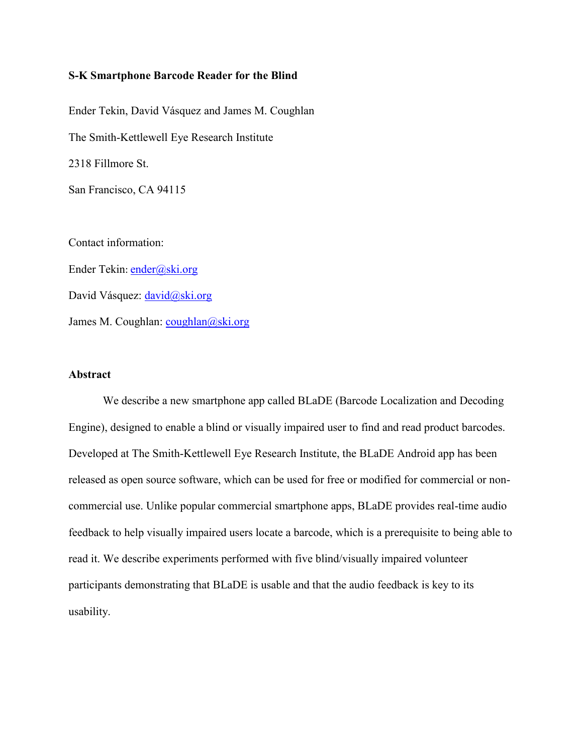**S-K Smartphone Barcode Reader for the Blind**

Ender Tekin, David Vásquez and James M. Coughlan

The Smith-Kettlewell Eye Research Institute

2318 Fillmore St.

San Francisco, CA 94115

Contact information:

Ender Tekin: ender@ski.org

David Vásquez: david@ski.org

James M. Coughlan: coughlan@ski.org

## Abstract

We describe a new smartphone app called BLaDE (Barcode Localization and Decoding Engine), designed to enable a blind or visually impaired user to find and read product barcodes. Developed at The Smith-Kettlewell Eye Research Institute, the BLaDE Android app has been released as open source software, which can be used for free or modified for commercial or non-commercial use. Unlike popular commercial smartphone apps, BLaDE provides real-time audio feedback to help visually impaired users locate a barcode, which is a prerequisite to being able to read it. We describe experiments performed with five blind/visually impaired volunteer participants demonstrating that BLaDE is usable and that the audio feedback is key to its usability.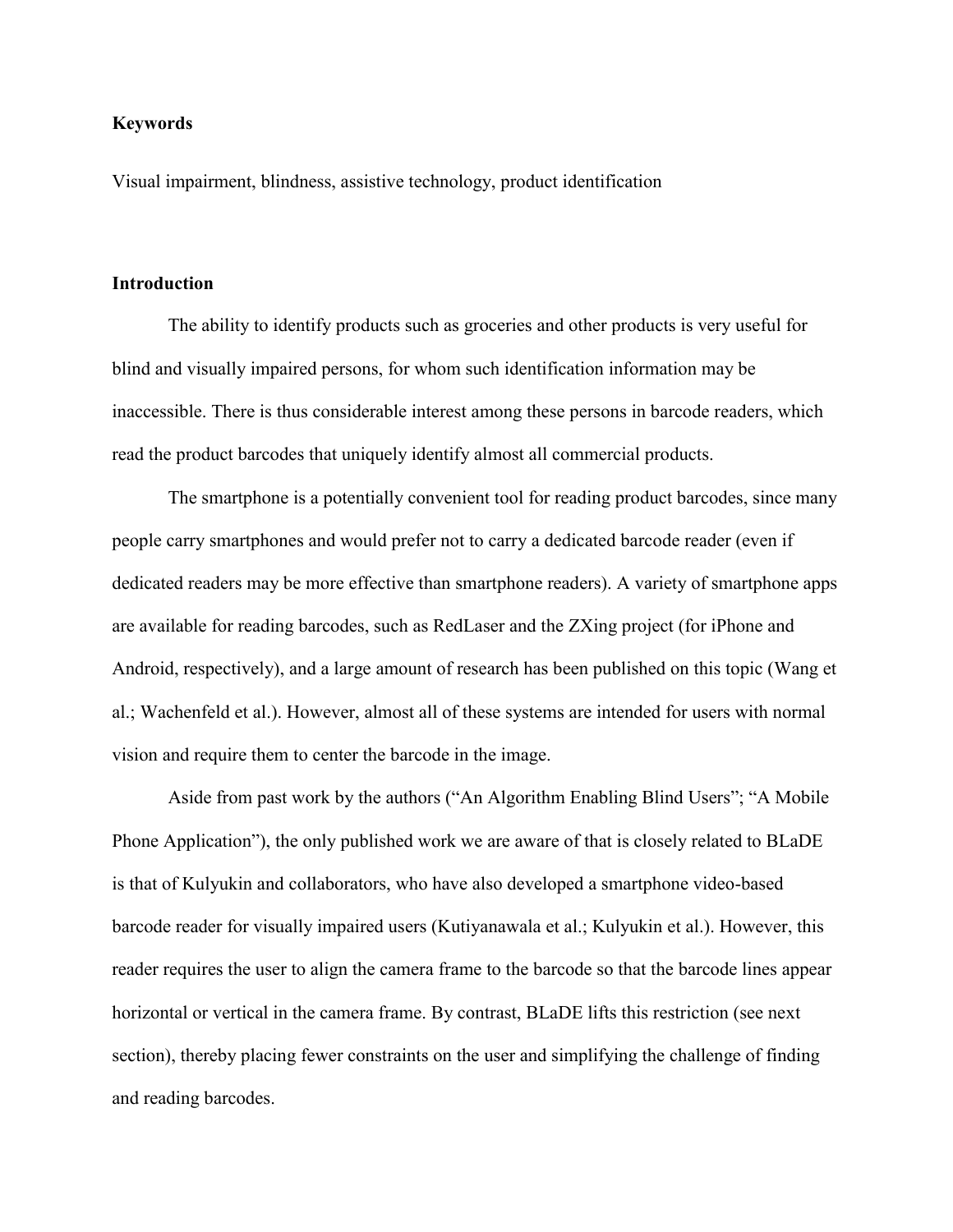## Keywords

Visual impairment, blindness, assistive technology, product identification

## Introduction

The ability to identify products such as groceries and other products is very useful for blind and visually impaired persons, for whom such identification information may be inaccessible. There is thus considerable interest among these persons in barcode readers, which read the product barcodes that uniquely identify almost all commercial products.

The smartphone is a potentially convenient tool for reading product barcodes, since many people carry smartphones and would prefer not to carry a dedicated barcode reader (even if dedicated readers may be more effective than smartphone readers). A variety of smartphone apps are available for reading barcodes, such as RedLaser and the ZXing project (for iPhone and Android, respectively), and a large amount of research has been published on this topic (Wang et al.; Wachenfeld et al.). However, almost all of these systems are intended for users with normal vision and require them to center the barcode in the image.

Aside from past work by the authors ("An Algorithm Enabling Blind Users"; "A Mobile Phone Application"), the only published work we are aware of that is closely related to BLaDE is that of Kulyukin and collaborators, who have also developed a smartphone video-based barcode reader for visually impaired users (Kutiyanawala et al.; Kulyukin et al.). However, this reader requires the user to align the camera frame to the barcode so that the barcode lines appear horizontal or vertical in the camera frame. By contrast, BLaDE lifts this restriction (see next section), thereby placing fewer constraints on the user and simplifying the challenge of finding and reading barcodes.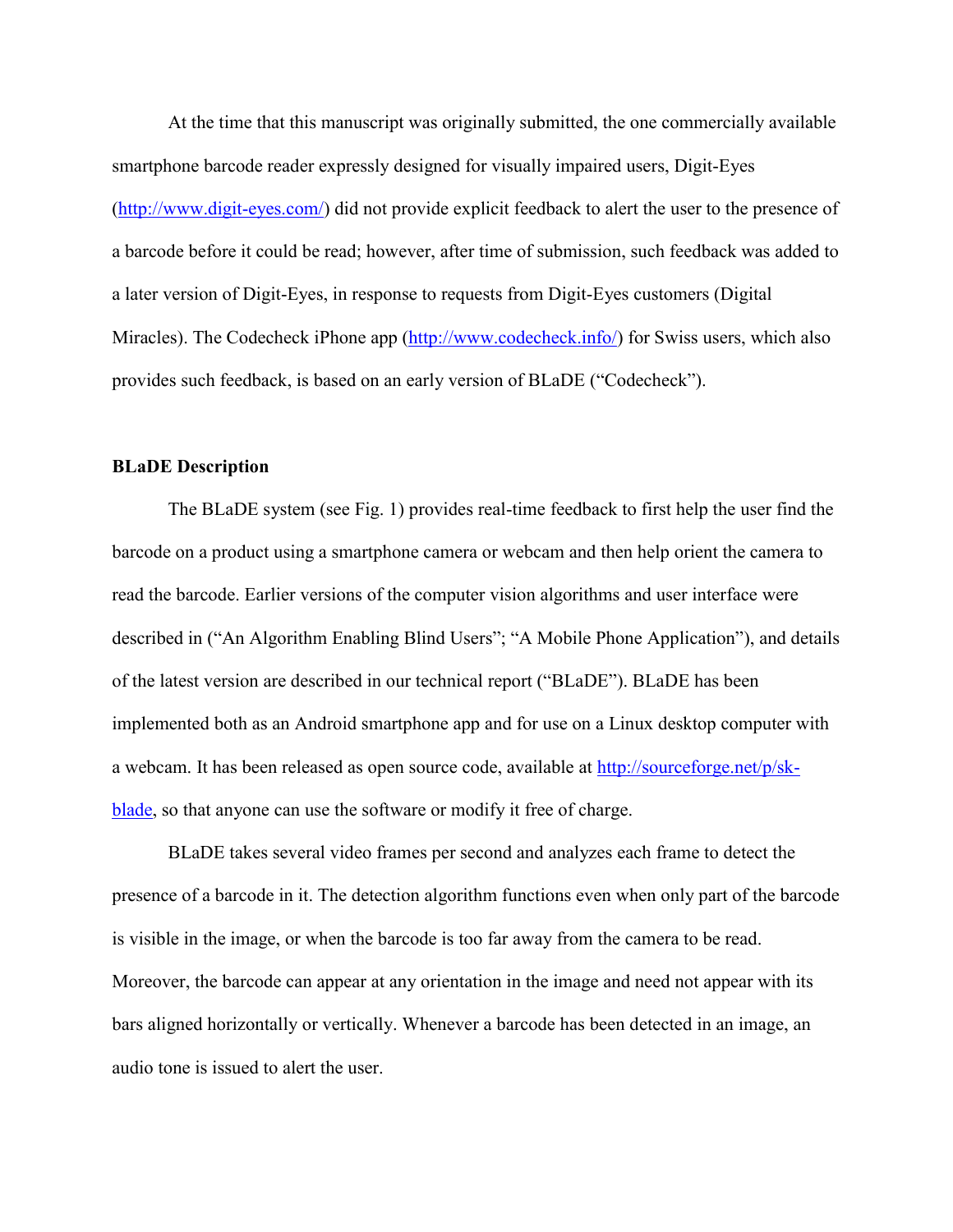At the time that this manuscript was originally submitted, the one commercially available smartphone barcode reader expressly designed for visually impaired users, Digit-Eyes (http://www.digit-eyes.com/) did not provide explicit feedback to alert the user to the presence of a barcode before it could be read; however, after time of submission, such feedback was added to a later version of Digit-Eyes, in response to requests from Digit-Eyes customers (Digital Miracles). The Codecheck iPhone app (http://www.codecheck.info/) for Swiss users, which also provides such feedback, is based on an early version of BLaDE ("Codecheck").

**BLaDE Description**

The BLaDE system (see Fig. 1) provides real-time feedback to first help the user find the barcode on a product using a smartphone camera or webcam and then help orient the camera to read the barcode. Earlier versions of the computer vision algorithms and user interface were described in ("An Algorithm Enabling Blind Users"; "A Mobile Phone Application"), and details of the latest version are described in our technical report ("BLaDE"). BLaDE has been implemented both as an Android smartphone app and for use on a Linux desktop computer with a webcam. It has been released as open source code, available at http://sourceforge.net/p/sk-blade, so that anyone can use the software or modify it free of charge.

BLaDE takes several video frames per second and analyzes each frame to detect the presence of a barcode in it. The detection algorithm functions even when only part of the barcode is visible in the image, or when the barcode is too far away from the camera to be read. Moreover, the barcode can appear at any orientation in the image and need not appear with its bars aligned horizontally or vertically. Whenever a barcode has been detected in an image, an audio tone is issued to alert the user.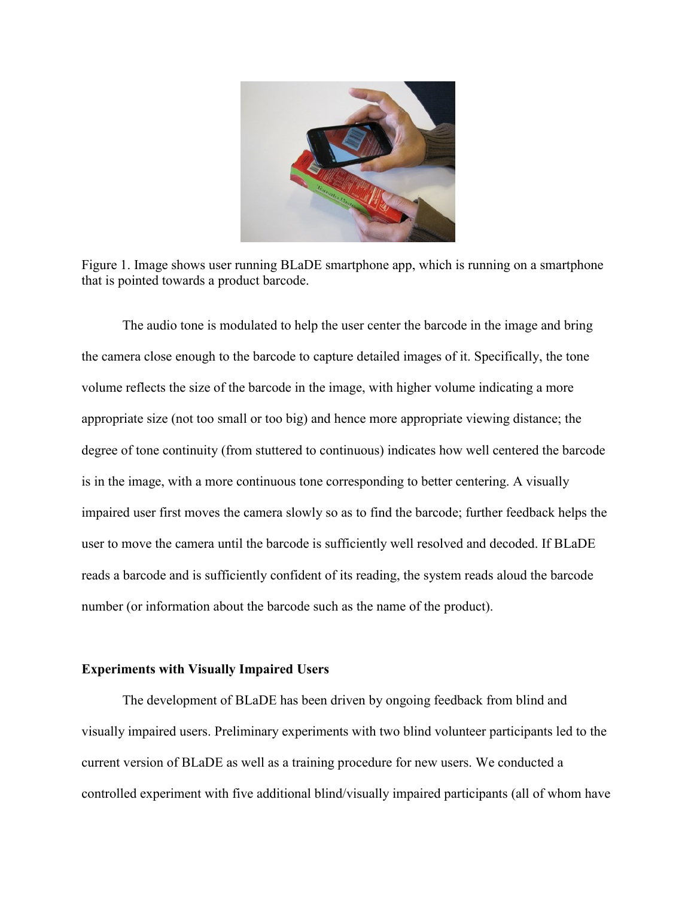Figure 1. Image shows user running BLaDE smartphone app, which is running on a smartphone that is pointed towards a product barcode.

The audio tone is modulated to help the user center the barcode in the image and bring the camera close enough to the barcode to capture detailed images of it. Specifically, the tone volume reflects the size of the barcode in the image, with higher volume indicating a more appropriate size (not too small or too big) and hence more appropriate viewing distance; the degree of tone continuity (from stuttered to continuous) indicates how well centered the barcode is in the image, with a more continuous tone corresponding to better centering. A visually impaired user first moves the camera slowly so as to find the barcode; further feedback helps the user to move the camera until the barcode is sufficiently well resolved and decoded. If BLaDE reads a barcode and is sufficiently confident of its reading, the system reads aloud the barcode number (or information about the barcode such as the name of the product).

**Experiments with Visually Impaired Users**

The development of BLaDE has been driven by ongoing feedback from blind and visually impaired users. Preliminary experiments with two blind volunteer participants led to the current version of BLaDE as well as a training procedure for new users. We conducted a controlled experiment with five additional blind/visually impaired participants (all of whom have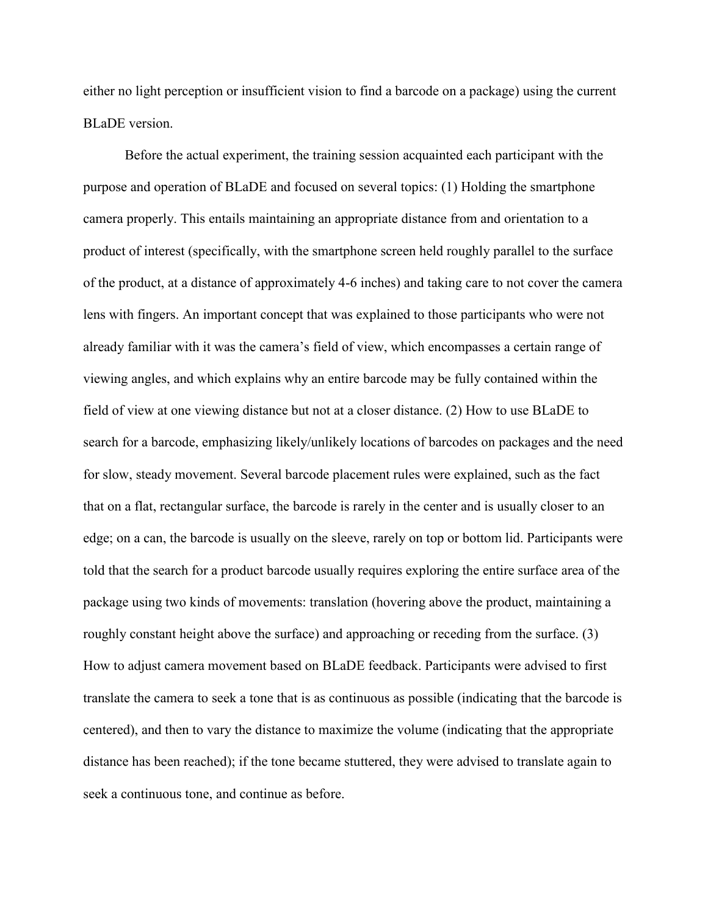either no light perception or insufficient vision to find a barcode on a package) using the current BLaDE version.

Before the actual experiment, the training session acquainted each participant with the purpose and operation of BLaDE and focused on several topics: (1) Holding the smartphone camera properly. This entails maintaining an appropriate distance from and orientation to a product of interest (specifically, with the smartphone screen held roughly parallel to the surface of the product, at a distance of approximately 4-6 inches) and taking care to not cover the camera lens with fingers. An important concept that was explained to those participants who were not already familiar with it was the camera's field of view, which encompasses a certain range of viewing angles, and which explains why an entire barcode may be fully contained within the field of view at one viewing distance but not at a closer distance. (2) How to use BLaDE to search for a barcode, emphasizing likely/unlikely locations of barcodes on packages and the need for slow, steady movement. Several barcode placement rules were explained, such as the fact that on a flat, rectangular surface, the barcode is rarely in the center and is usually closer to an edge; on a can, the barcode is usually on the sleeve, rarely on top or bottom lid. Participants were told that the search for a product barcode usually requires exploring the entire surface area of the package using two kinds of movements: translation (hovering above the product, maintaining a roughly constant height above the surface) and approaching or receding from the surface. (3) How to adjust camera movement based on BLaDE feedback. Participants were advised to first translate the camera to seek a tone that is as continuous as possible (indicating that the barcode is centered), and then to vary the distance to maximize the volume (indicating that the appropriate distance has been reached); if the tone became stuttered, they were advised to translate again to seek a continuous tone, and continue as before.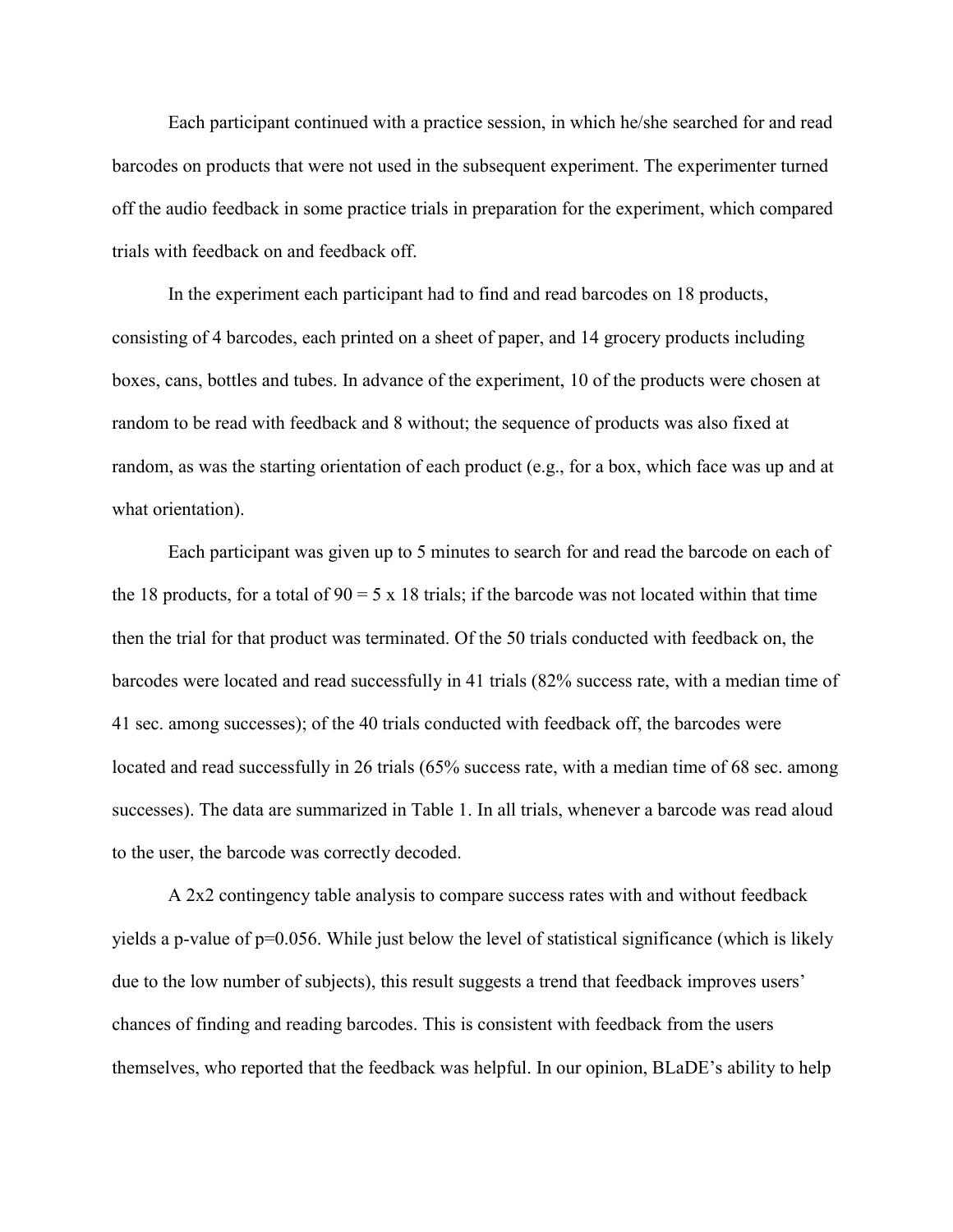Each participant continued with a practice session, in which he/she searched for and read barcodes on products that were not used in the subsequent experiment. The experimenter turned off the audio feedback in some practice trials in preparation for the experiment, which compared trials with feedback on and feedback off.

In the experiment each participant had to find and read barcodes on 18 products, consisting of 4 barcodes, each printed on a sheet of paper, and 14 grocery products including boxes, cans, bottles and tubes. In advance of the experiment, 10 of the products were chosen at random to be read with feedback and 8 without; the sequence of products was also fixed at random, as was the starting orientation of each product (e.g., for a box, which face was up and at what orientation).

Each participant was given up to 5 minutes to search for and read the barcode on each of the 18 products, for a total of 90 = 5 x 18 trials; if the barcode was not located within that time then the trial for that product was terminated. Of the 50 trials conducted with feedback on, the barcodes were located and read successfully in 41 trials (82% success rate, with a median time of 41 sec. among successes); of the 40 trials conducted with feedback off, the barcodes were located and read successfully in 26 trials (65% success rate, with a median time of 68 sec. among successes). The data are summarized in Table 1. In all trials, whenever a barcode was read aloud to the user, the barcode was correctly decoded.

A 2x2 contingency table analysis to compare success rates with and without feedback yields a p-value of $p=0.056$. While just below the level of statistical significance (which is likely due to the low number of subjects), this result suggests a trend that feedback improves users' chances of finding and reading barcodes. This is consistent with feedback from the users themselves, who reported that the feedback was helpful. In our opinion, BLaDE's ability to help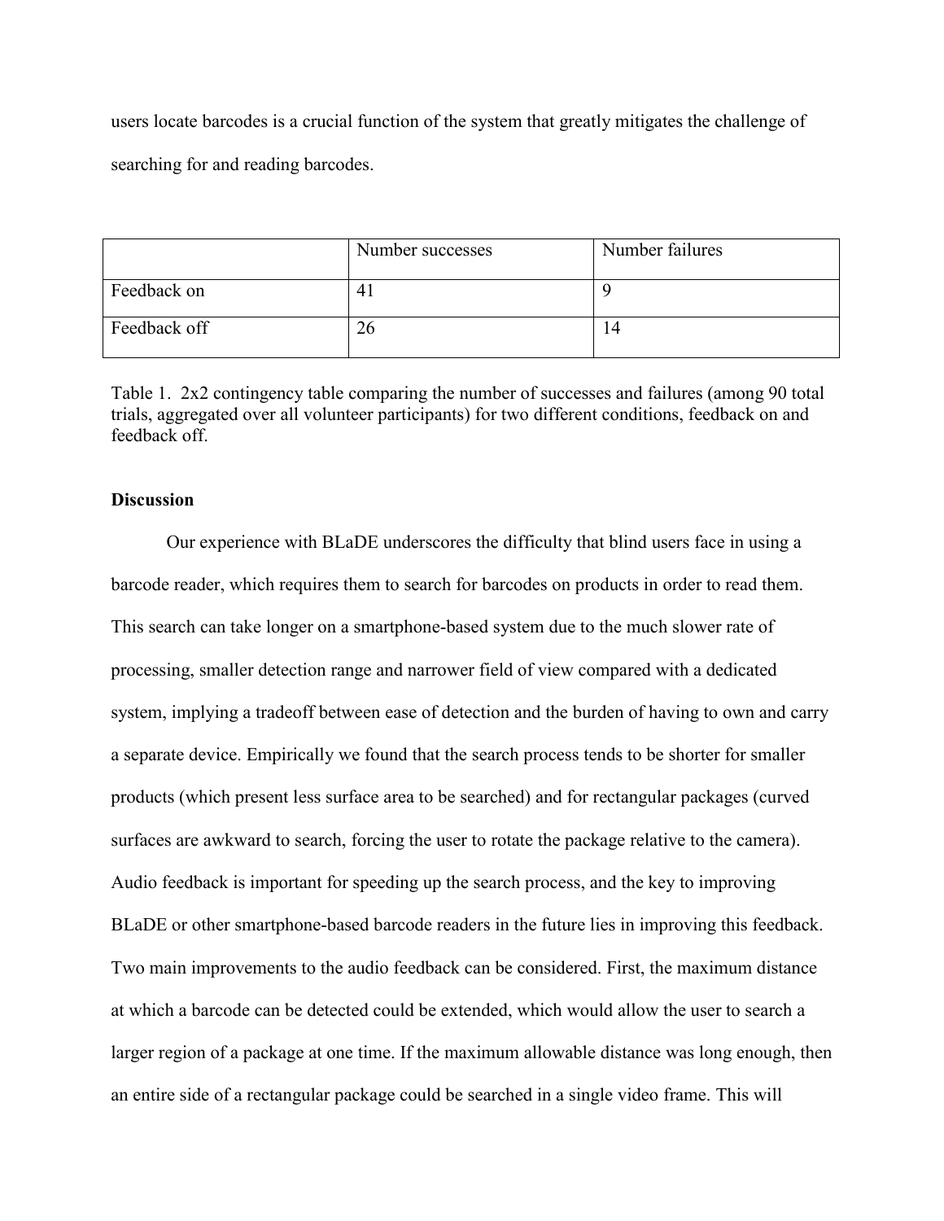users locate barcodes is a crucial function of the system that greatly mitigates the challenge of searching for and reading barcodes.

| | Number successes | Number failures |
| --- | --- | --- |
| Feedback on | 41 | 9 |
| Feedback off | 26 | 14 |

Table 1. 2x2 contingency table comparing the number of successes and failures (among 90 total trials, aggregated over all volunteer participants) for two different conditions, feedback on and feedback off.

**Discussion**

Our experience with BLaDE underscores the difficulty that blind users face in using a barcode reader, which requires them to search for barcodes on products in order to read them. This search can take longer on a smartphone-based system due to the much slower rate of processing, smaller detection range and narrower field of view compared with a dedicated system, implying a tradeoff between ease of detection and the burden of having to own and carry a separate device. Empirically we found that the search process tends to be shorter for smaller products (which present less surface area to be searched) and for rectangular packages (curved surfaces are awkward to search, forcing the user to rotate the package relative to the camera). Audio feedback is important for speeding up the search process, and the key to improving BLaDE or other smartphone-based barcode readers in the future lies in improving this feedback. Two main improvements to the audio feedback can be considered. First, the maximum distance at which a barcode can be detected could be extended, which would allow the user to search a larger region of a package at one time. If the maximum allowable distance was long enough, then an entire side of a rectangular package could be searched in a single video frame. This will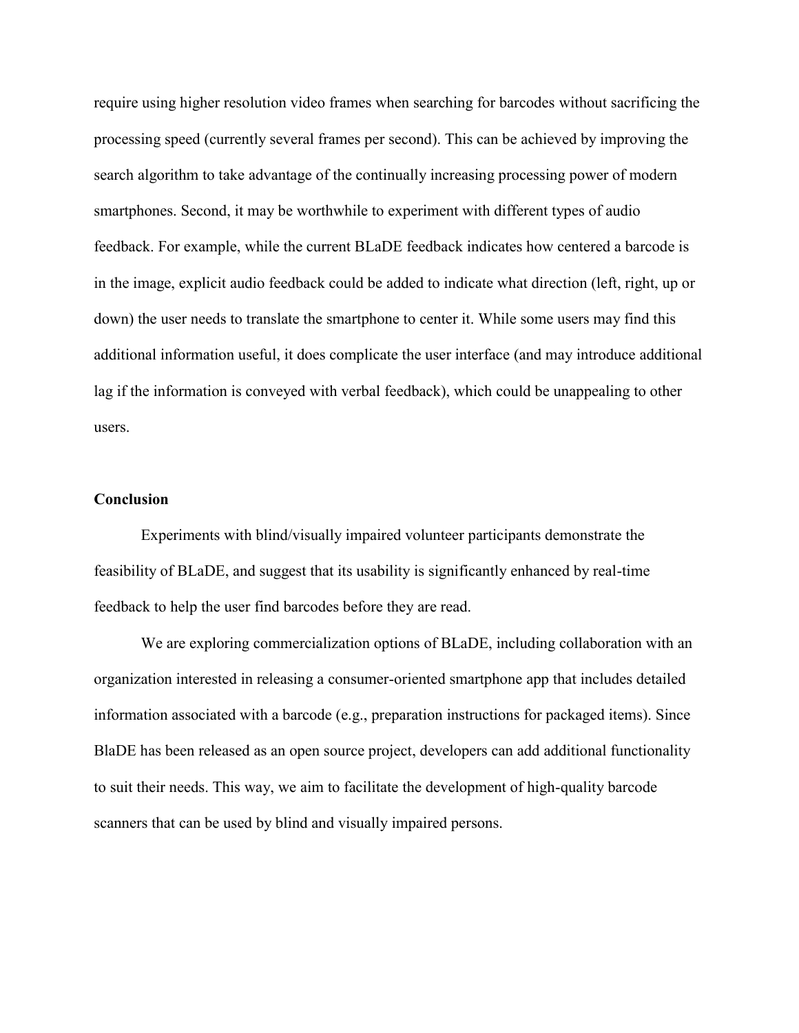require using higher resolution video frames when searching for barcodes without sacrificing the processing speed (currently several frames per second). This can be achieved by improving the search algorithm to take advantage of the continually increasing processing power of modern smartphones. Second, it may be worthwhile to experiment with different types of audio feedback. For example, while the current BLaDE feedback indicates how centered a barcode is in the image, explicit audio feedback could be added to indicate what direction (left, right, up or down) the user needs to translate the smartphone to center it. While some users may find this additional information useful, it does complicate the user interface (and may introduce additional lag if the information is conveyed with verbal feedback), which could be unappealing to other users.

**Conclusion**

Experiments with blind/visually impaired volunteer participants demonstrate the feasibility of BLaDE, and suggest that its usability is significantly enhanced by real-time feedback to help the user find barcodes before they are read.

We are exploring commercialization options of BLaDE, including collaboration with an organization interested in releasing a consumer-oriented smartphone app that includes detailed information associated with a barcode (e.g., preparation instructions for packaged items). Since BlaDE has been released as an open source project, developers can add additional functionality to suit their needs. This way, we aim to facilitate the development of high-quality barcode scanners that can be used by blind and visually impaired persons.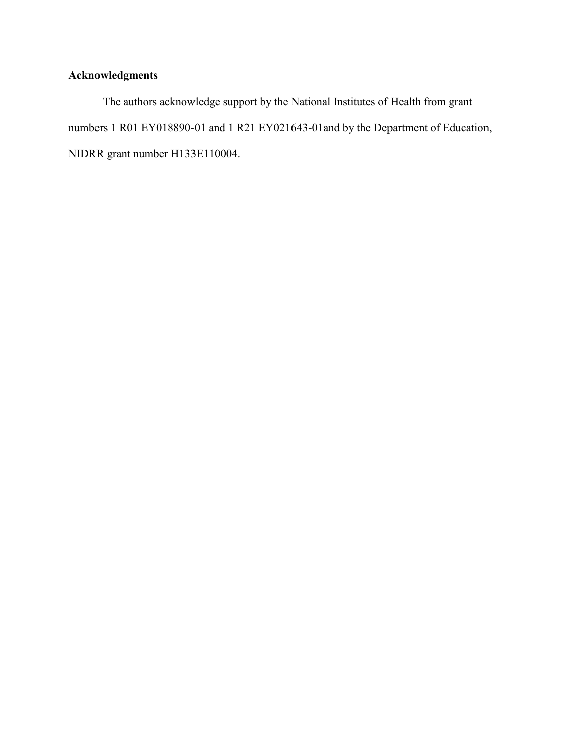## Acknowledgments

The authors acknowledge support by the National Institutes of Health from grant numbers 1 R01 EY018890-01 and 1 R21 EY021643-01and by the Department of Education, NIDRR grant number H133E110004.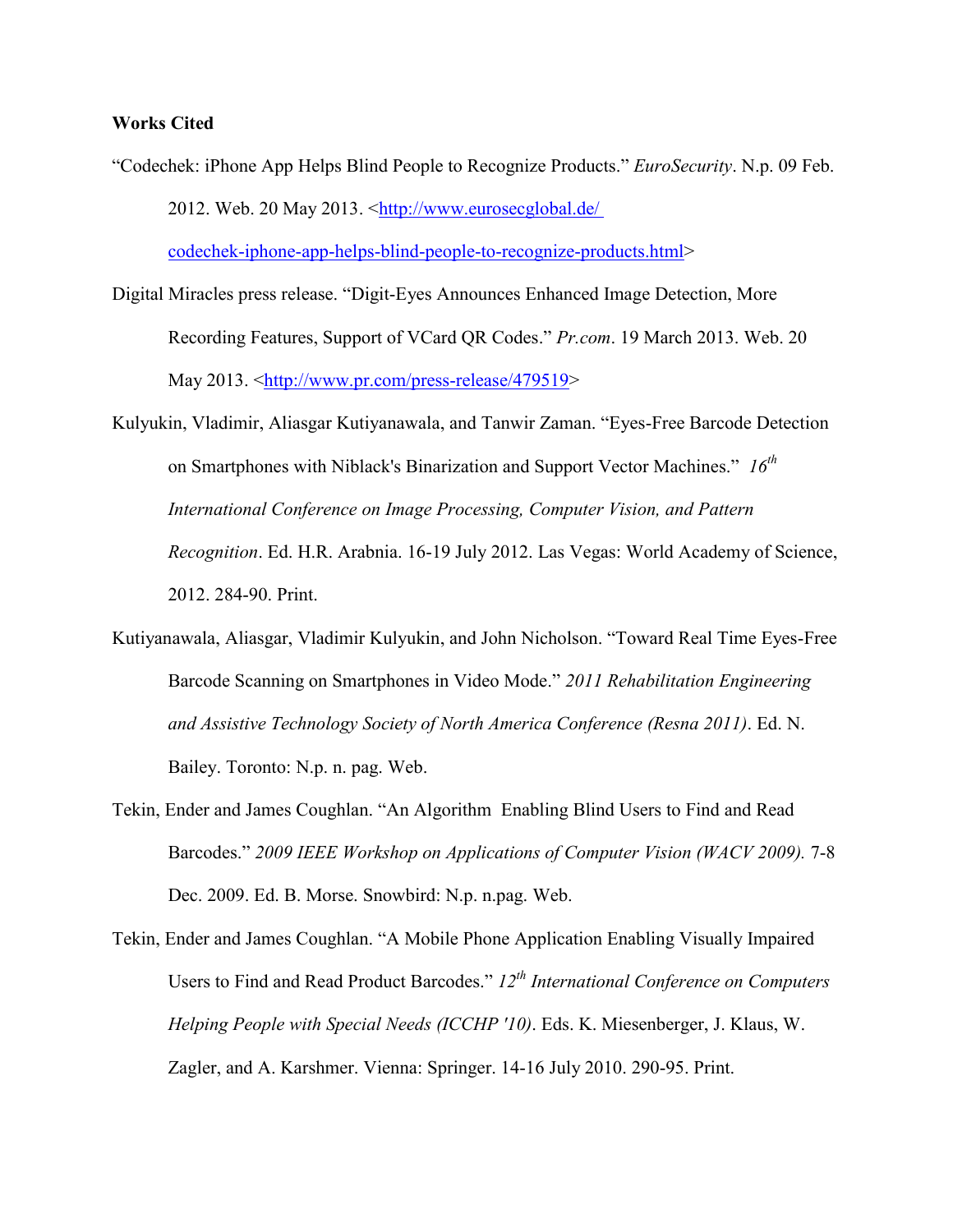**Works Cited**

"Codechek: iPhone App Helps Blind People to Recognize Products." *EuroSecurity*. N.p. 09 Feb. 2012. Web. 20 May 2013. <http://www.eurosecglobal.de/codechek-iphone-app-helps-blind-people-to-recognize-products.html>

Digital Miracles press release. "Digit-Eyes Announces Enhanced Image Detection, More Recording Features, Support of VCard QR Codes." *Pr.com*. 19 March 2013. Web. 20 May 2013. <http://www.pr.com/press-release/479519>

Kulyukin, Vladimir, Aliasgar Kutiyanawala, and Tanwir Zaman. "Eyes-Free Barcode Detection on Smartphones with Niblack's Binarization and Support Vector Machines." *16th International Conference on Image Processing, Computer Vision, and Pattern Recognition*. Ed. H.R. Arabnia. 16-19 July 2012. Las Vegas: World Academy of Science, 2012. 284-90. Print.

Kutiyanawala, Aliasgar, Vladimir Kulyukin, and John Nicholson. "Toward Real Time Eyes-Free Barcode Scanning on Smartphones in Video Mode." *2011 Rehabilitation Engineering and Assistive Technology Society of North America Conference (Resna 2011)*. Ed. N. Bailey. Toronto: N.p. n. pag. Web.

Tekin, Ender and James Coughlan. "An Algorithm Enabling Blind Users to Find and Read Barcodes." *2009 IEEE Workshop on Applications of Computer Vision (WACV 2009).* 7-8 Dec. 2009. Ed. B. Morse. Snowbird: N.p. n.pag. Web.

Tekin, Ender and James Coughlan. "A Mobile Phone Application Enabling Visually Impaired Users to Find and Read Product Barcodes." *12th International Conference on Computers Helping People with Special Needs (ICCHP '10)*. Eds. K. Miesenberger, J. Klaus, W. Zagler, and A. Karshmer. Vienna: Springer. 14-16 July 2010. 290-95. Print.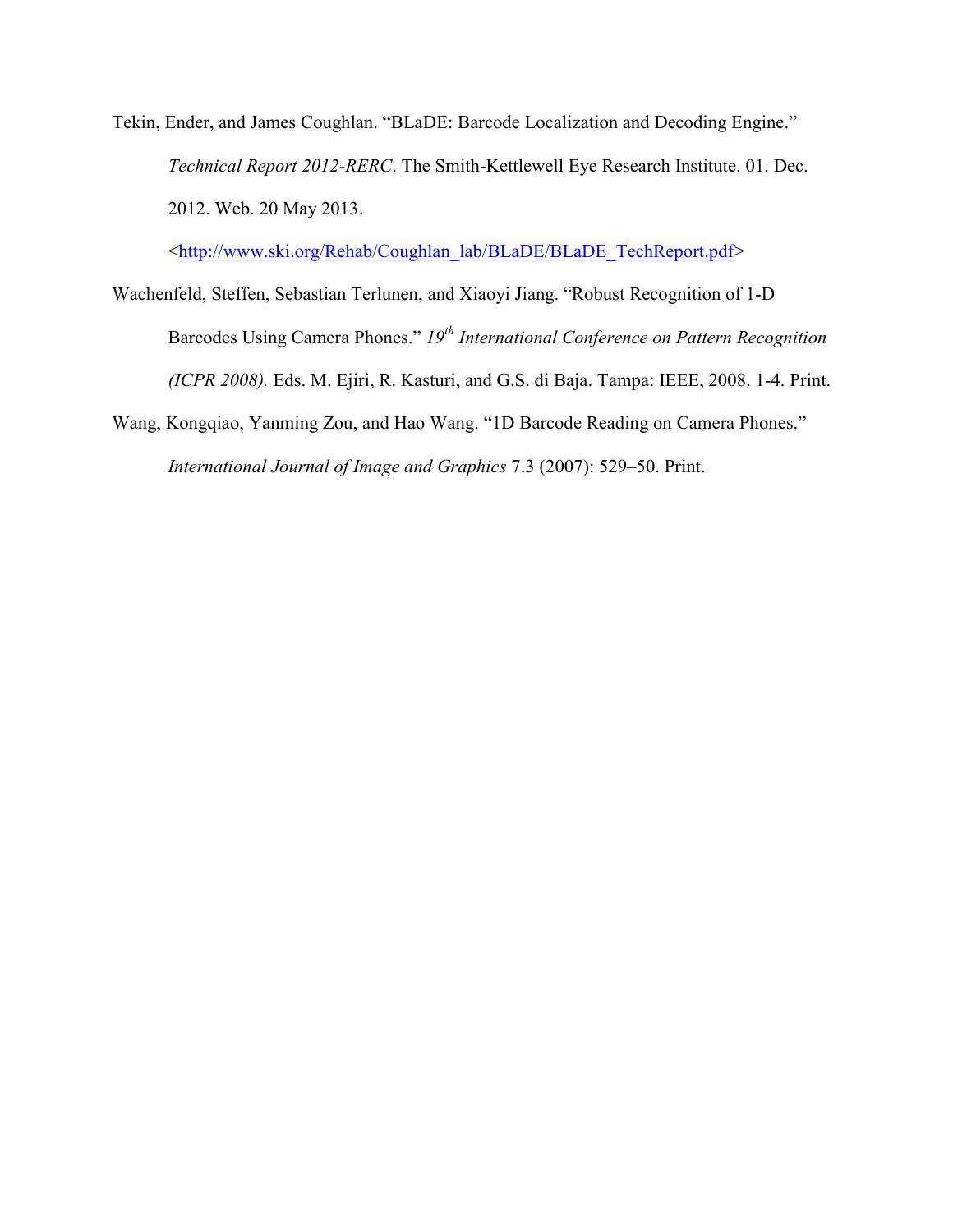Tekin, Ender, and James Coughlan. "BLaDE: Barcode Localization and Decoding Engine." *Technical Report 2012-RERC*. The Smith-Kettlewell Eye Research Institute. 01. Dec. 2012. Web. 20 May 2013. <http://www.ski.org/Rehab/Coughlan_lab/BLaDE/BLaDE_TechReport.pdf>

Wachenfeld, Steffen, Sebastian Terlunen, and Xiaoyi Jiang. "Robust Recognition of 1-D Barcodes Using Camera Phones." *19th International Conference on Pattern Recognition (ICPR 2008).* Eds. M. Ejiri, R. Kasturi, and G.S. di Baja. Tampa: IEEE, 2008. 1-4. Print.

Wang, Kongqiao, Yanming Zou, and Hao Wang. "1D Barcode Reading on Camera Phones." *International Journal of Image and Graphics* 7.3 (2007): 529–50. Print.